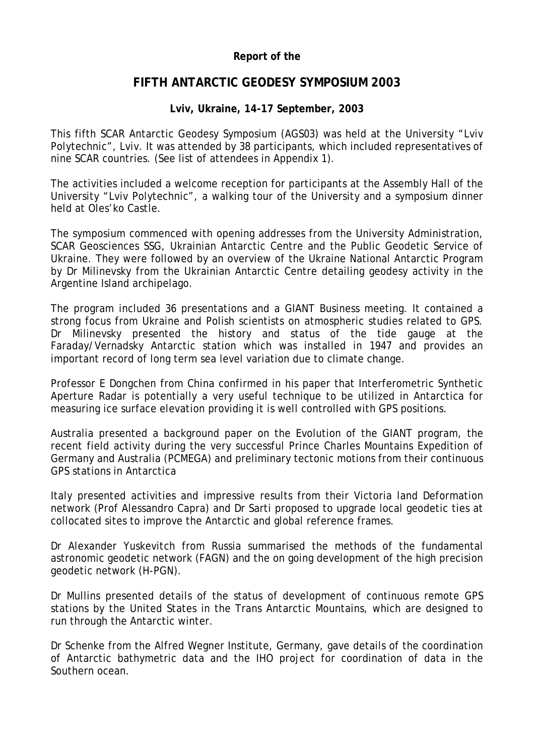**Report of the**

# FIFTH ANTARCTIC GEODESY SYMPOSIUM 2003

**Lviv, Ukraine, 14-17 September, 2003**

This fifth SCAR Antarctic Geodesy Symposium (AGS03) was held at the University "Lviv Polytechnic", Lviv. It was attended by 38 participants, which included representatives of nine SCAR countries. (See list of attendees in Appendix 1).

The activities included a welcome reception for participants at the Assembly Hall of the University "Lviv Polytechnic", a walking tour of the University and a symposium dinner held at Oles'ko Castle.

The symposium commenced with opening addresses from the University Administration, SCAR Geosciences SSG, Ukrainian Antarctic Centre and the Public Geodetic Service of Ukraine. They were followed by an overview of the Ukraine National Antarctic Program by Dr Milinevsky from the Ukrainian Antarctic Centre detailing geodesy activity in the Argentine Island archipelago.

The program included 36 presentations and a GIANT Business meeting. It contained a strong focus from Ukraine and Polish scientists on atmospheric studies related to GPS. Dr Milinevsky presented the history and status of the tide gauge at the Faraday/Vernadsky Antarctic station which was installed in 1947 and provides an important record of long term sea level variation due to climate change.

Professor E Dongchen from China confirmed in his paper that Interferometric Synthetic Aperture Radar is potentially a very useful technique to be utilized in Antarctica for measuring ice surface elevation providing it is well controlled with GPS positions.

Australia presented a background paper on the Evolution of the GIANT program, the recent field activity during the very successful Prince Charles Mountains Expedition of Germany and Australia (PCMEGA) and preliminary tectonic motions from their continuous GPS stations in Antarctica

Italy presented activities and impressive results from their Victoria land Deformation network (Prof Alessandro Capra) and Dr Sarti proposed to upgrade local geodetic ties at collocated sites to improve the Antarctic and global reference frames.

Dr Alexander Yuskevitch from Russia summarised the methods of the fundamental astronomic geodetic network (FAGN) and the on going development of the high precision geodetic network (H-PGN).

Dr Mullins presented details of the status of development of continuous remote GPS stations by the United States in the Trans Antarctic Mountains, which are designed to run through the Antarctic winter.

Dr Schenke from the Alfred Wegner Institute, Germany, gave details of the coordination of Antarctic bathymetric data and the IHO project for coordination of data in the Southern ocean.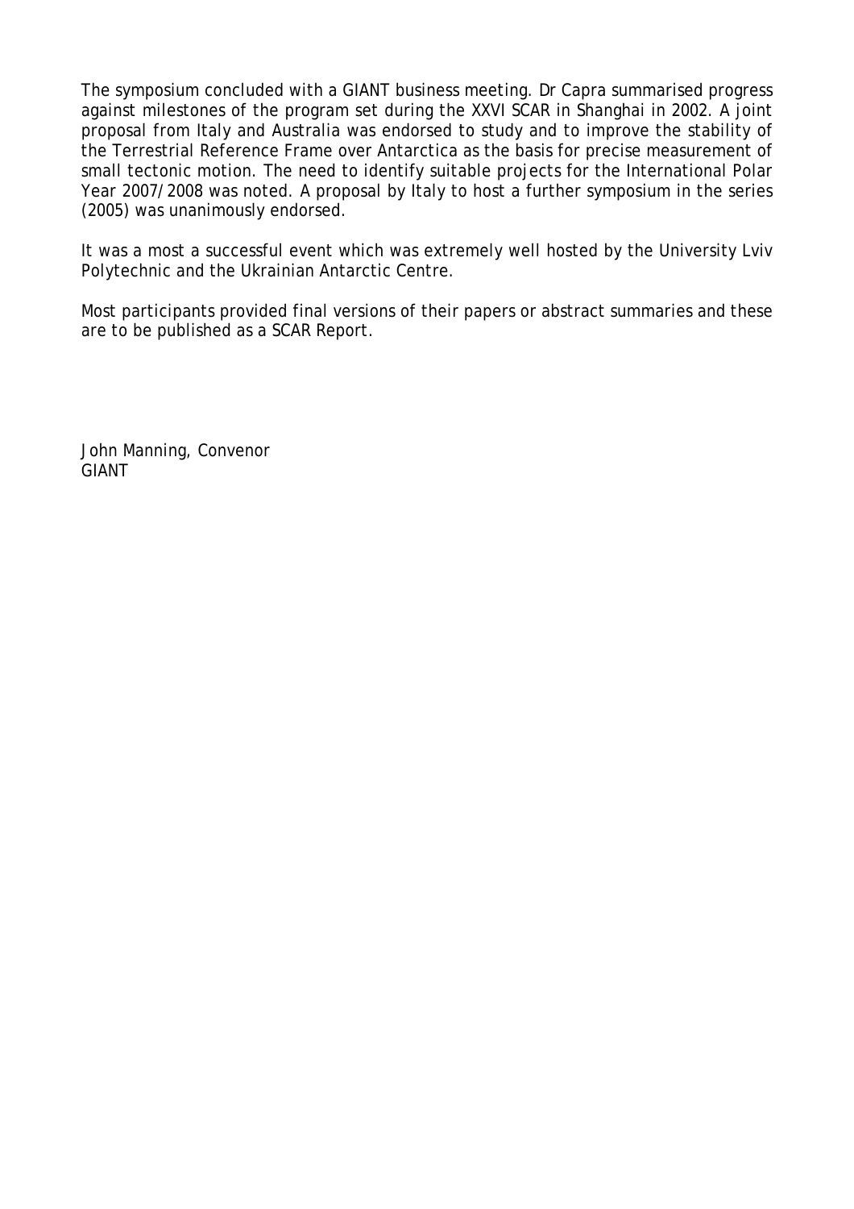The symposium concluded with a GIANT business meeting. Dr Capra summarised progress against milestones of the program set during the XXVI SCAR in Shanghai in 2002. A joint proposal from Italy and Australia was endorsed to study and to improve the stability of the Terrestrial Reference Frame over Antarctica as the basis for precise measurement of small tectonic motion. The need to identify suitable projects for the International Polar Year 2007/2008 was noted. A proposal by Italy to host a further symposium in the series (2005) was unanimously endorsed.

It was a most a successful event which was extremely well hosted by the University Lviv Polytechnic and the Ukrainian Antarctic Centre.

Most participants provided final versions of their papers or abstract summaries and these are to be published as a SCAR Report.

John Manning, Convenor  
GIANT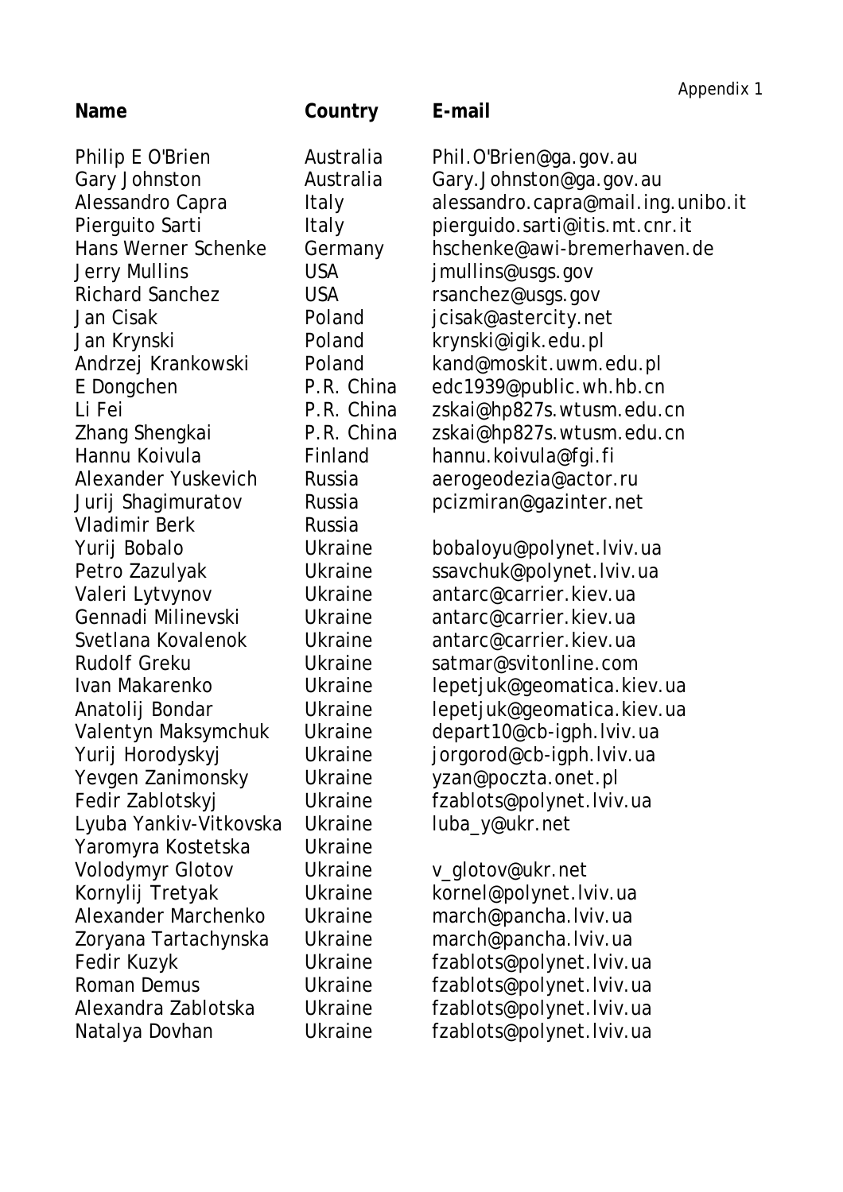Appendix 1

| Name | Country | E-mail |
|---|---|---|
| Philip E O'Brien | Australia | Phil.O'Brien@ga.gov.au |
| Gary Johnston | Australia | Gary.Johnston@ga.gov.au |
| Alessandro Capra | Italy | alessandro.capra@mail.ing.unibo.it |
| Pierguito Sarti | Italy | pierguido.sarti@itis.mt.cnr.it |
| Hans Werner Schenke | Germany | hschenke@awi-bremerhaven.de |
| Jerry Mullins | USA | jmullins@usgs.gov |
| Richard Sanchez | USA | rsanchez@usgs.gov |
| Jan Cisak | Poland | jcisak@astercity.net |
| Jan Krynski | Poland | krynski@igik.edu.pl |
| Andrzej Krankowski | Poland | kand@moskit.uwm.edu.pl |
| E Dongchen | P.R. China | edc1939@public.wh.hb.cn |
| Li Fei | P.R. China | zskai@hp827s.wtusm.edu.cn |
| Zhang Shengkai | P.R. China | zskai@hp827s.wtusm.edu.cn |
| Hannu Koivula | Finland | hannu.koivula@fgi.fi |
| Alexander Yuskevich | Russia | aerogeodezia@actor.ru |
| Jurij Shagimuratov | Russia | pcizmiran@gazinter.net |
| Vladimir Berk | Russia | |
| Yurij Bobalo | Ukraine | bobaloyu@polynet.lviv.ua |
| Petro Zazulyak | Ukraine | ssavchuk@polynet.lviv.ua |
| Valeri Lytvynov | Ukraine | antarc@carrier.kiev.ua |
| Gennadi Milinevski | Ukraine | antarc@carrier.kiev.ua |
| Svetlana Kovalenok | Ukraine | antarc@carrier.kiev.ua |
| Rudolf Greku | Ukraine | satmar@svitonline.com |
| Ivan Makarenko | Ukraine | lepetjuk@geomatica.kiev.ua |
| Anatolij Bondar | Ukraine | lepetjuk@geomatica.kiev.ua |
| Valentyn Maksymchuk | Ukraine | depart10@cb-igph.lviv.ua |
| Yurij Horodyskyj | Ukraine | jorgorod@cb-igph.lviv.ua |
| Yevgen Zanimonsky | Ukraine | yzan@poczta.onet.pl |
| Fedir Zablotskyj | Ukraine | fzablots@polynet.lviv.ua |
| Lyuba Yankiv-Vitkovska | Ukraine | luba_y@ukr.net |
| Yaromyra Kostetska | Ukraine | |
| Volodymyr Glotov | Ukraine | v_glotov@ukr.net |
| Kornylij Tretyak | Ukraine | kornel@polynet.lviv.ua |
| Alexander Marchenko | Ukraine | march@pancha.lviv.ua |
| Zoryana Tartachynska | Ukraine | march@pancha.lviv.ua |
| Fedir Kuzyk | Ukraine | fzablots@polynet.lviv.ua |
| Roman Demus | Ukraine | fzablots@polynet.lviv.ua |
| Alexandra Zablotska | Ukraine | fzablots@polynet.lviv.ua |
| Natalya Dovhan | Ukraine | fzablots@polynet.lviv.ua |